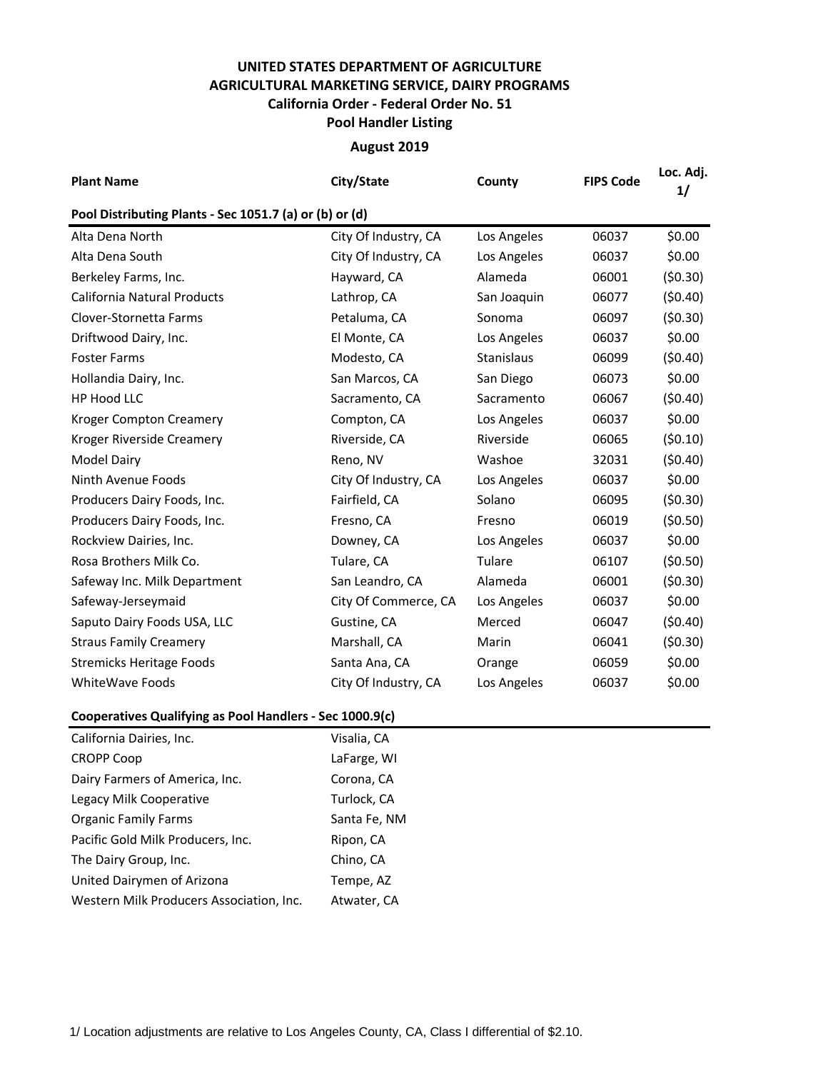# UNITED STATES DEPARTMENT OF AGRICULTURE
## AGRICULTURAL MARKETING SERVICE, DAIRY PROGRAMS
### California Order - Federal Order No. 51
### Pool Handler Listing

**August 2019**

| Plant Name | City/State | County | FIPS Code | Loc. Adj. 1/ |
|---|---|---|---|---|
| **Pool Distributing Plants - Sec 1051.7 (a) or (b) or (d)** | | | | |
| Alta Dena North | City Of Industry, CA | Los Angeles | 06037 | $0.00 |
| Alta Dena South | City Of Industry, CA | Los Angeles | 06037 | $0.00 |
| Berkeley Farms, Inc. | Hayward, CA | Alameda | 06001 | ($0.30) |
| California Natural Products | Lathrop, CA | San Joaquin | 06077 | ($0.40) |
| Clover-Stornetta Farms | Petaluma, CA | Sonoma | 06097 | ($0.30) |
| Driftwood Dairy, Inc. | El Monte, CA | Los Angeles | 06037 | $0.00 |
| Foster Farms | Modesto, CA | Stanislaus | 06099 | ($0.40) |
| Hollandia Dairy, Inc. | San Marcos, CA | San Diego | 06073 | $0.00 |
| HP Hood LLC | Sacramento, CA | Sacramento | 06067 | ($0.40) |
| Kroger Compton Creamery | Compton, CA | Los Angeles | 06037 | $0.00 |
| Kroger Riverside Creamery | Riverside, CA | Riverside | 06065 | ($0.10) |
| Model Dairy | Reno, NV | Washoe | 32031 | ($0.40) |
| Ninth Avenue Foods | City Of Industry, CA | Los Angeles | 06037 | $0.00 |
| Producers Dairy Foods, Inc. | Fairfield, CA | Solano | 06095 | ($0.30) |
| Producers Dairy Foods, Inc. | Fresno, CA | Fresno | 06019 | ($0.50) |
| Rockview Dairies, Inc. | Downey, CA | Los Angeles | 06037 | $0.00 |
| Rosa Brothers Milk Co. | Tulare, CA | Tulare | 06107 | ($0.50) |
| Safeway Inc. Milk Department | San Leandro, CA | Alameda | 06001 | ($0.30) |
| Safeway-Jerseymaid | City Of Commerce, CA | Los Angeles | 06037 | $0.00 |
| Saputo Dairy Foods USA, LLC | Gustine, CA | Merced | 06047 | ($0.40) |
| Straus Family Creamery | Marshall, CA | Marin | 06041 | ($0.30) |
| Stremicks Heritage Foods | Santa Ana, CA | Orange | 06059 | $0.00 |
| WhiteWave Foods | City Of Industry, CA | Los Angeles | 06037 | $0.00 |
| **Cooperatives Qualifying as Pool Handlers - Sec 1000.9(c)** | | | | |
| California Dairies, Inc. | Visalia, CA | | | |
| CROPP Coop | LaFarge, WI | | | |
| Dairy Farmers of America, Inc. | Corona, CA | | | |
| Legacy Milk Cooperative | Turlock, CA | | | |
| Organic Family Farms | Santa Fe, NM | | | |
| Pacific Gold Milk Producers, Inc. | Ripon, CA | | | |
| The Dairy Group, Inc. | Chino, CA | | | |
| United Dairymen of Arizona | Tempe, AZ | | | |
| Western Milk Producers Association, Inc. | Atwater, CA | | | |

1/ Location adjustments are relative to Los Angeles County, CA, Class I differential of $2.10.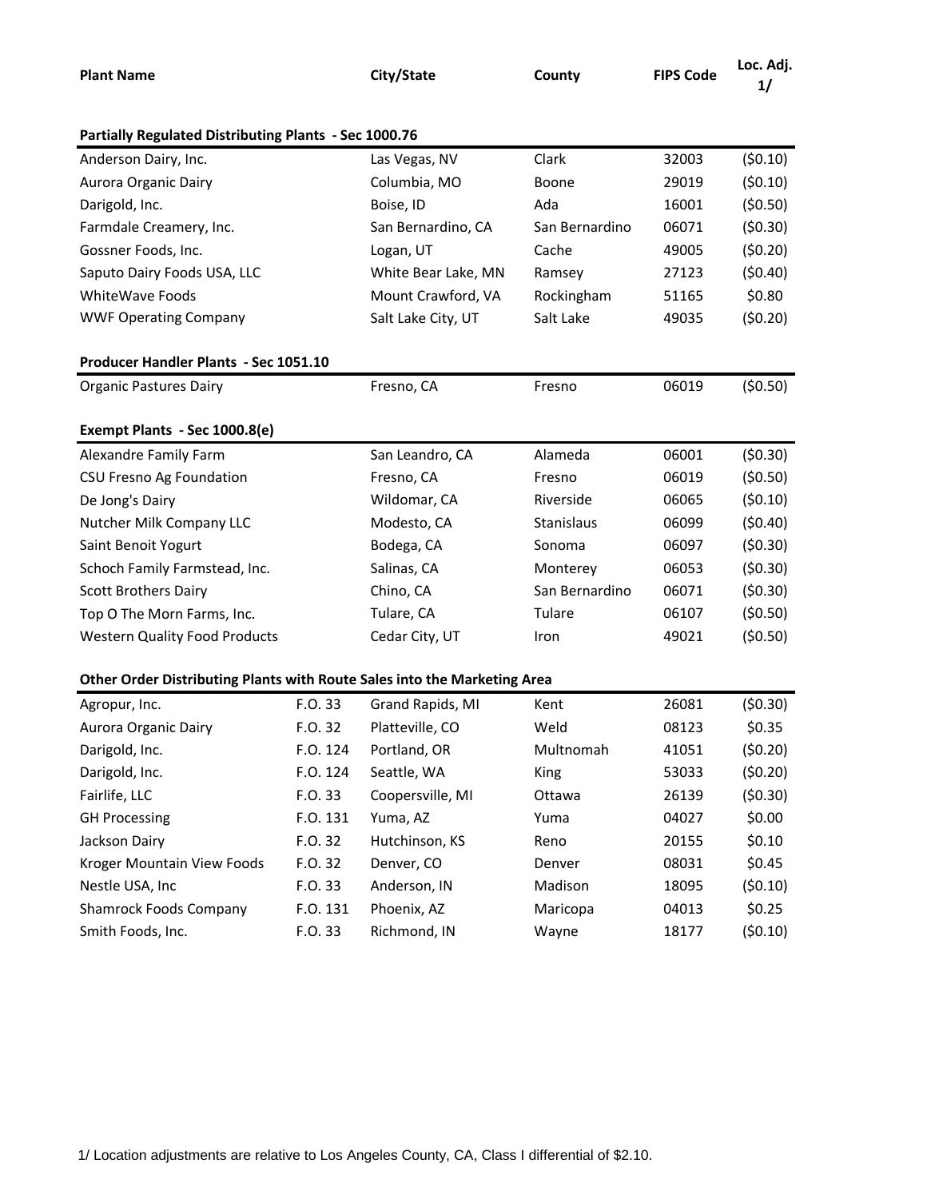| Plant Name | | City/State | County | FIPS Code | Loc. Adj. 1/ |
|---|---|---|---|---|---|
| **Partially Regulated Distributing Plants - Sec 1000.76** | | | | | |
| Anderson Dairy, Inc. | | Las Vegas, NV | Clark | 32003 | ($0.10) |
| Aurora Organic Dairy | | Columbia, MO | Boone | 29019 | ($0.10) |
| Darigold, Inc. | | Boise, ID | Ada | 16001 | ($0.50) |
| Farmdale Creamery, Inc. | | San Bernardino, CA | San Bernardino | 06071 | ($0.30) |
| Gossner Foods, Inc. | | Logan, UT | Cache | 49005 | ($0.20) |
| Saputo Dairy Foods USA, LLC | | White Bear Lake, MN | Ramsey | 27123 | ($0.40) |
| WhiteWave Foods | | Mount Crawford, VA | Rockingham | 51165 | $0.80 |
| WWF Operating Company | | Salt Lake City, UT | Salt Lake | 49035 | ($0.20) |
| **Producer Handler Plants - Sec 1051.10** | | | | | |
| Organic Pastures Dairy | | Fresno, CA | Fresno | 06019 | ($0.50) |
| **Exempt Plants - Sec 1000.8(e)** | | | | | |
| Alexandre Family Farm | | San Leandro, CA | Alameda | 06001 | ($0.30) |
| CSU Fresno Ag Foundation | | Fresno, CA | Fresno | 06019 | ($0.50) |
| De Jong's Dairy | | Wildomar, CA | Riverside | 06065 | ($0.10) |
| Nutcher Milk Company LLC | | Modesto, CA | Stanislaus | 06099 | ($0.40) |
| Saint Benoit Yogurt | | Bodega, CA | Sonoma | 06097 | ($0.30) |
| Schoch Family Farmstead, Inc. | | Salinas, CA | Monterey | 06053 | ($0.30) |
| Scott Brothers Dairy | | Chino, CA | San Bernardino | 06071 | ($0.30) |
| Top O The Morn Farms, Inc. | | Tulare, CA | Tulare | 06107 | ($0.50) |
| Western Quality Food Products | | Cedar City, UT | Iron | 49021 | ($0.50) |
| **Other Order Distributing Plants with Route Sales into the Marketing Area** | | | | | |
| Agropur, Inc. | F.O. 33 | Grand Rapids, MI | Kent | 26081 | ($0.30) |
| Aurora Organic Dairy | F.O. 32 | Platteville, CO | Weld | 08123 | $0.35 |
| Darigold, Inc. | F.O. 124 | Portland, OR | Multnomah | 41051 | ($0.20) |
| Darigold, Inc. | F.O. 124 | Seattle, WA | King | 53033 | ($0.20) |
| Fairlife, LLC | F.O. 33 | Coopersville, MI | Ottawa | 26139 | ($0.30) |
| GH Processing | F.O. 131 | Yuma, AZ | Yuma | 04027 | $0.00 |
| Jackson Dairy | F.O. 32 | Hutchinson, KS | Reno | 20155 | $0.10 |
| Kroger Mountain View Foods | F.O. 32 | Denver, CO | Denver | 08031 | $0.45 |
| Nestle USA, Inc | F.O. 33 | Anderson, IN | Madison | 18095 | ($0.10) |
| Shamrock Foods Company | F.O. 131 | Phoenix, AZ | Maricopa | 04013 | $0.25 |
| Smith Foods, Inc. | F.O. 33 | Richmond, IN | Wayne | 18177 | ($0.10) |

1/ Location adjustments are relative to Los Angeles County, CA, Class I differential of $2.10.